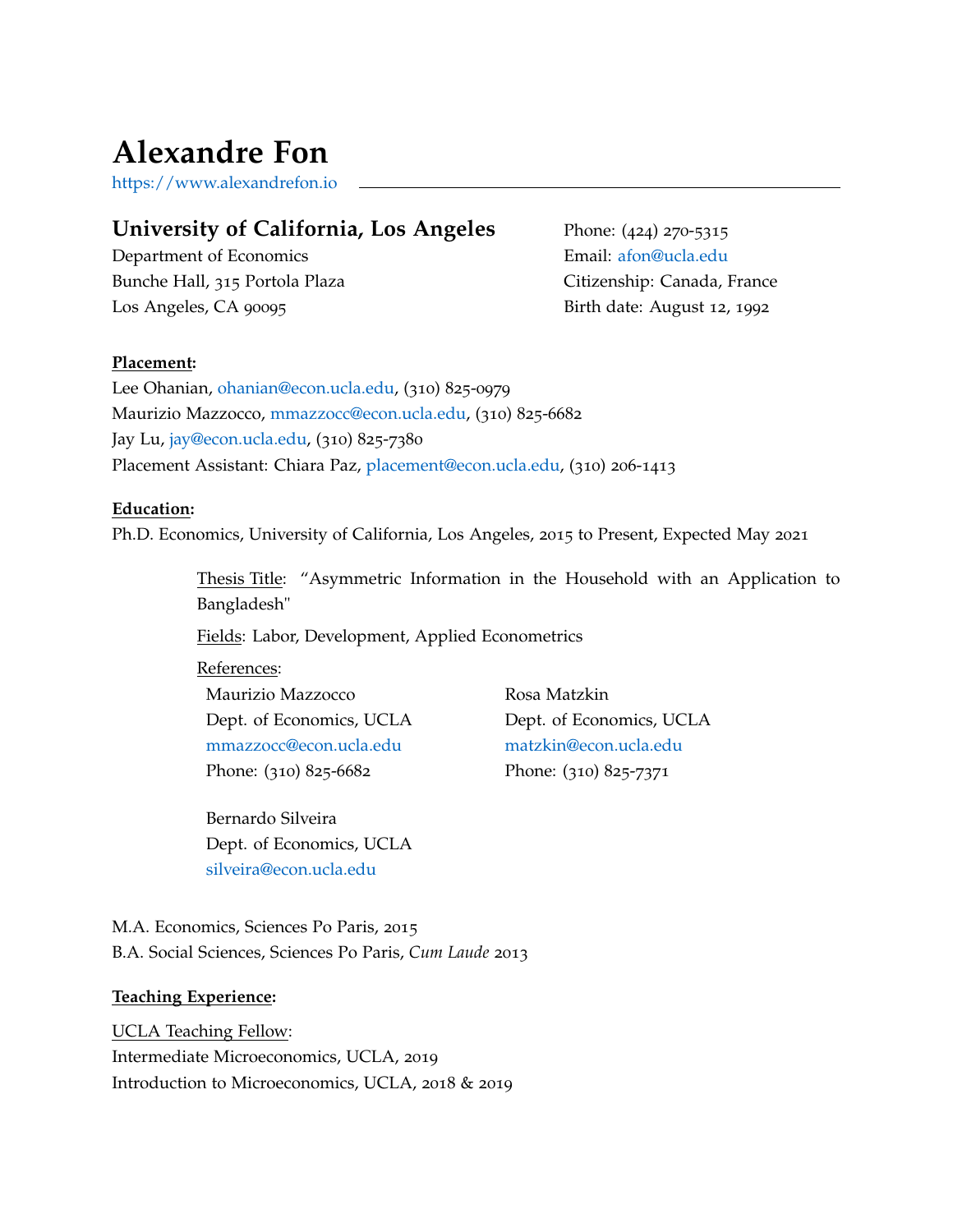# Alexandre Fon

https://www.alexandrefon.io

## University of California, Los Angeles

Department of Economics
Bunche Hall, 315 Portola Plaza
Los Angeles, CA 90095

Phone: (424) 270-5315
Email: afon@ucla.edu
Citizenship: Canada, France
Birth date: August 12, 1992

**Placement:**

Lee Ohanian, ohanian@econ.ucla.edu, (310) 825-0979
Maurizio Mazzocco, mmazzocc@econ.ucla.edu, (310) 825-6682
Jay Lu, jay@econ.ucla.edu, (310) 825-7380
Placement Assistant: Chiara Paz, placement@econ.ucla.edu, (310) 206-1413

**Education:**

Ph.D. Economics, University of California, Los Angeles, 2015 to Present, Expected May 2021

Thesis Title: "Asymmetric Information in the Household with an Application to Bangladesh"

Fields: Labor, Development, Applied Econometrics

References:

Maurizio Mazzocco
Dept. of Economics, UCLA
mmazzocc@econ.ucla.edu
Phone: (310) 825-6682

Rosa Matzkin
Dept. of Economics, UCLA
matzkin@econ.ucla.edu
Phone: (310) 825-7371

Bernardo Silveira
Dept. of Economics, UCLA
silveira@econ.ucla.edu

M.A. Economics, Sciences Po Paris, 2015
B.A. Social Sciences, Sciences Po Paris, *Cum Laude* 2013

**Teaching Experience:**

UCLA Teaching Fellow:
Intermediate Microeconomics, UCLA, 2019
Introduction to Microeconomics, UCLA, 2018 & 2019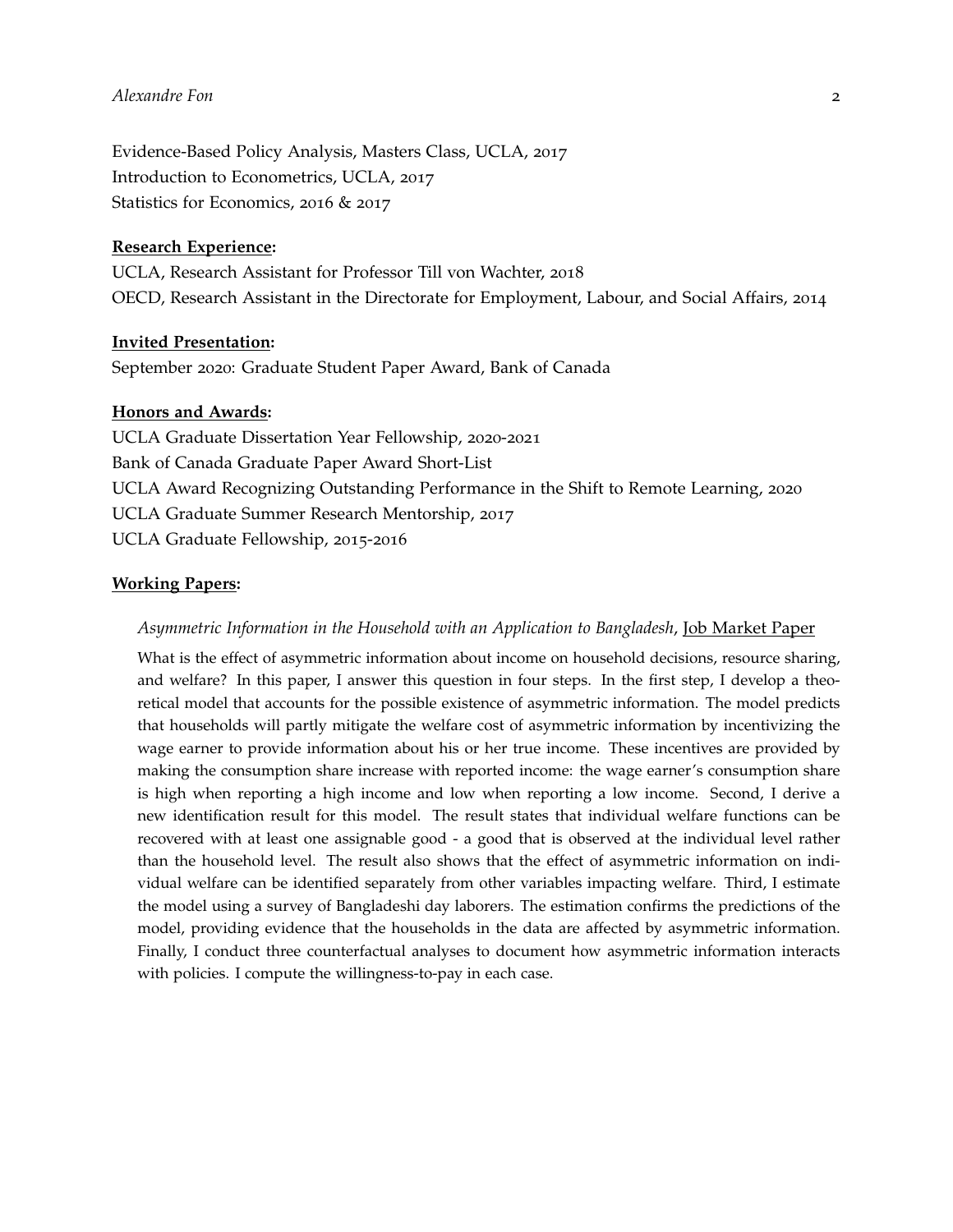Evidence-Based Policy Analysis, Masters Class, UCLA, 2017
Introduction to Econometrics, UCLA, 2017
Statistics for Economics, 2016 & 2017

**Research Experience:**
UCLA, Research Assistant for Professor Till von Wachter, 2018
OECD, Research Assistant in the Directorate for Employment, Labour, and Social Affairs, 2014

**Invited Presentation:**
September 2020: Graduate Student Paper Award, Bank of Canada

**Honors and Awards:**
UCLA Graduate Dissertation Year Fellowship, 2020-2021
Bank of Canada Graduate Paper Award Short-List
UCLA Award Recognizing Outstanding Performance in the Shift to Remote Learning, 2020
UCLA Graduate Summer Research Mentorship, 2017
UCLA Graduate Fellowship, 2015-2016

**Working Papers:**

*Asymmetric Information in the Household with an Application to Bangladesh*, Job Market Paper

What is the effect of asymmetric information about income on household decisions, resource sharing, and welfare? In this paper, I answer this question in four steps. In the first step, I develop a theoretical model that accounts for the possible existence of asymmetric information. The model predicts that households will partly mitigate the welfare cost of asymmetric information by incentivizing the wage earner to provide information about his or her true income. These incentives are provided by making the consumption share increase with reported income: the wage earner's consumption share is high when reporting a high income and low when reporting a low income. Second, I derive a new identification result for this model. The result states that individual welfare functions can be recovered with at least one assignable good - a good that is observed at the individual level rather than the household level. The result also shows that the effect of asymmetric information on individual welfare can be identified separately from other variables impacting welfare. Third, I estimate the model using a survey of Bangladeshi day laborers. The estimation confirms the predictions of the model, providing evidence that the households in the data are affected by asymmetric information. Finally, I conduct three counterfactual analyses to document how asymmetric information interacts with policies. I compute the willingness-to-pay in each case.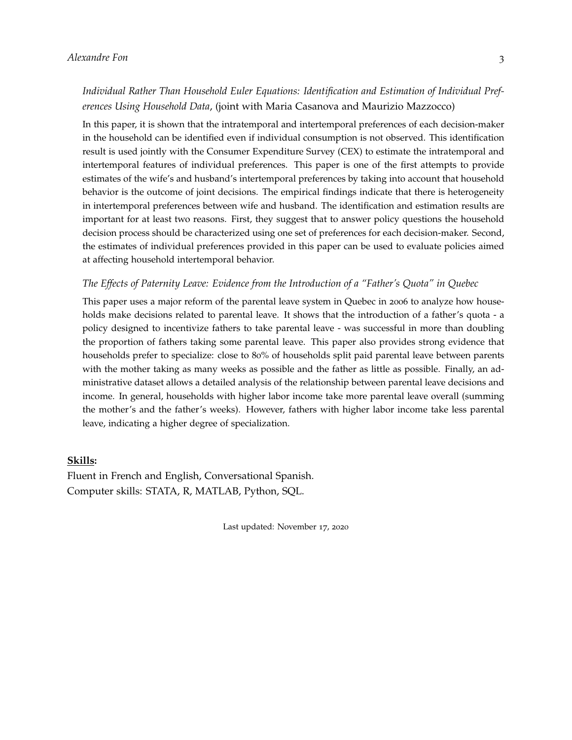*Individual Rather Than Household Euler Equations: Identification and Estimation of Individual Preferences Using Household Data*, (joint with Maria Casanova and Maurizio Mazzocco)

In this paper, it is shown that the intratemporal and intertemporal preferences of each decision-maker in the household can be identified even if individual consumption is not observed. This identification result is used jointly with the Consumer Expenditure Survey (CEX) to estimate the intratemporal and intertemporal features of individual preferences. This paper is one of the first attempts to provide estimates of the wife's and husband's intertemporal preferences by taking into account that household behavior is the outcome of joint decisions. The empirical findings indicate that there is heterogeneity in intertemporal preferences between wife and husband. The identification and estimation results are important for at least two reasons. First, they suggest that to answer policy questions the household decision process should be characterized using one set of preferences for each decision-maker. Second, the estimates of individual preferences provided in this paper can be used to evaluate policies aimed at affecting household intertemporal behavior.

*The Effects of Paternity Leave: Evidence from the Introduction of a "Father's Quota" in Quebec*

This paper uses a major reform of the parental leave system in Quebec in 2006 to analyze how households make decisions related to parental leave. It shows that the introduction of a father's quota - a policy designed to incentivize fathers to take parental leave - was successful in more than doubling the proportion of fathers taking some parental leave. This paper also provides strong evidence that households prefer to specialize: close to 80% of households split paid parental leave between parents with the mother taking as many weeks as possible and the father as little as possible. Finally, an administrative dataset allows a detailed analysis of the relationship between parental leave decisions and income. In general, households with higher labor income take more parental leave overall (summing the mother's and the father's weeks). However, fathers with higher labor income take less parental leave, indicating a higher degree of specialization.

**Skills:**

Fluent in French and English, Conversational Spanish.
Computer skills: STATA, R, MATLAB, Python, SQL.

Last updated: November 17, 2020